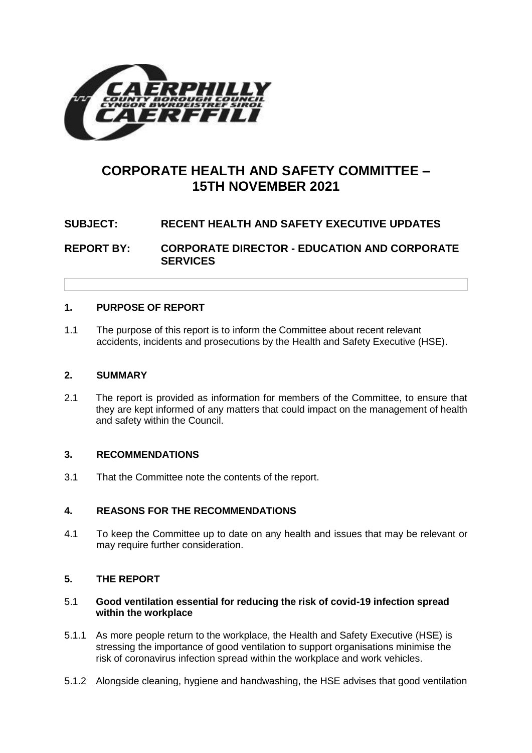# CORPORATE HEALTH AND SAFETY COMMITTEE – 15TH NOVEMBER 2021

**SUBJECT: RECENT HEALTH AND SAFETY EXECUTIVE UPDATES**

**REPORT BY: CORPORATE DIRECTOR - EDUCATION AND CORPORATE SERVICES**

## 1. PURPOSE OF REPORT

1.1 The purpose of this report is to inform the Committee about recent relevant accidents, incidents and prosecutions by the Health and Safety Executive (HSE).

## 2. SUMMARY

2.1 The report is provided as information for members of the Committee, to ensure that they are kept informed of any matters that could impact on the management of health and safety within the Council.

## 3. RECOMMENDATIONS

3.1 That the Committee note the contents of the report.

## 4. REASONS FOR THE RECOMMENDATIONS

4.1 To keep the Committee up to date on any health and issues that may be relevant or may require further consideration.

## 5. THE REPORT

5.1 **Good ventilation essential for reducing the risk of covid-19 infection spread within the workplace**

5.1.1 As more people return to the workplace, the Health and Safety Executive (HSE) is stressing the importance of good ventilation to support organisations minimise the risk of coronavirus infection spread within the workplace and work vehicles.

5.1.2 Alongside cleaning, hygiene and handwashing, the HSE advises that good ventilation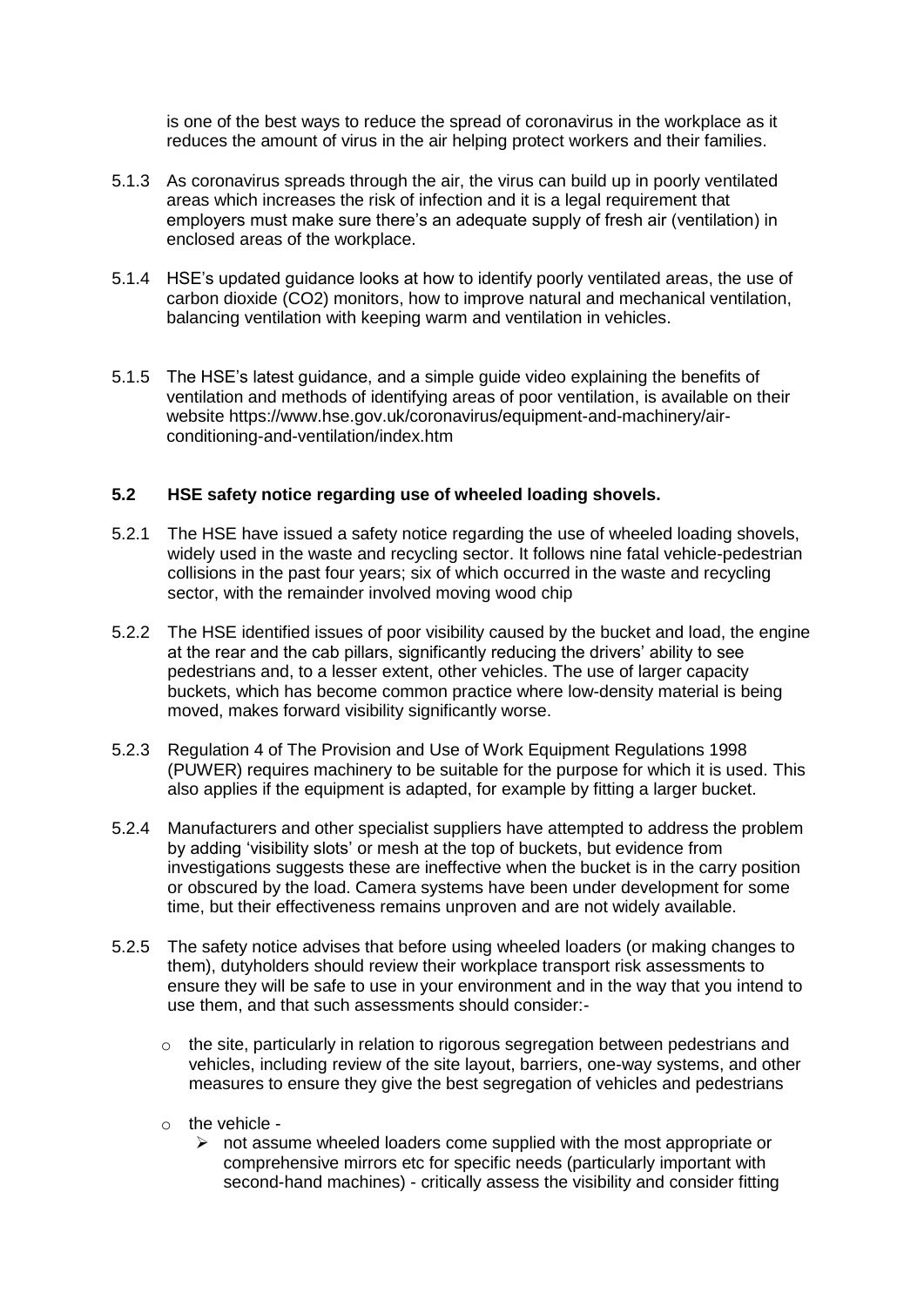is one of the best ways to reduce the spread of coronavirus in the workplace as it reduces the amount of virus in the air helping protect workers and their families.

5.1.3 As coronavirus spreads through the air, the virus can build up in poorly ventilated areas which increases the risk of infection and it is a legal requirement that employers must make sure there's an adequate supply of fresh air (ventilation) in enclosed areas of the workplace.

5.1.4 HSE's updated guidance looks at how to identify poorly ventilated areas, the use of carbon dioxide ($CO_2$) monitors, how to improve natural and mechanical ventilation, balancing ventilation with keeping warm and ventilation in vehicles.

5.1.5 The HSE's latest guidance, and a simple guide video explaining the benefits of ventilation and methods of identifying areas of poor ventilation, is available on their website https://www.hse.gov.uk/coronavirus/equipment-and-machinery/air-conditioning-and-ventilation/index.htm

### 5.2 HSE safety notice regarding use of wheeled loading shovels.

5.2.1 The HSE have issued a safety notice regarding the use of wheeled loading shovels, widely used in the waste and recycling sector. It follows nine fatal vehicle-pedestrian collisions in the past four years; six of which occurred in the waste and recycling sector, with the remainder involved moving wood chip

5.2.2 The HSE identified issues of poor visibility caused by the bucket and load, the engine at the rear and the cab pillars, significantly reducing the drivers' ability to see pedestrians and, to a lesser extent, other vehicles. The use of larger capacity buckets, which has become common practice where low-density material is being moved, makes forward visibility significantly worse.

5.2.3 Regulation 4 of The Provision and Use of Work Equipment Regulations 1998 (PUWER) requires machinery to be suitable for the purpose for which it is used. This also applies if the equipment is adapted, for example by fitting a larger bucket.

5.2.4 Manufacturers and other specialist suppliers have attempted to address the problem by adding 'visibility slots' or mesh at the top of buckets, but evidence from investigations suggests these are ineffective when the bucket is in the carry position or obscured by the load. Camera systems have been under development for some time, but their effectiveness remains unproven and are not widely available.

5.2.5 The safety notice advises that before using wheeled loaders (or making changes to them), dutyholders should review their workplace transport risk assessments to ensure they will be safe to use in your environment and in the way that you intend to use them, and that such assessments should consider:-

- the site, particularly in relation to rigorous segregation between pedestrians and vehicles, including review of the site layout, barriers, one-way systems, and other measures to ensure they give the best segregation of vehicles and pedestrians
- the vehicle -
  - not assume wheeled loaders come supplied with the most appropriate or comprehensive mirrors etc for specific needs (particularly important with second-hand machines) - critically assess the visibility and consider fitting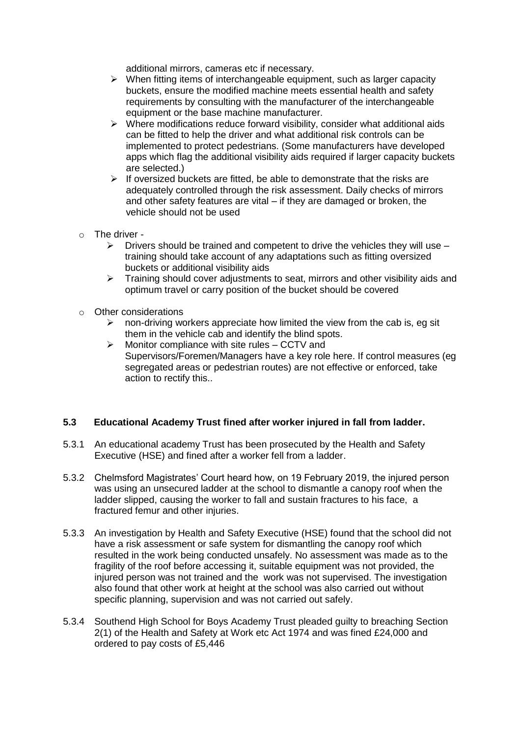additional mirrors, cameras etc if necessary.

- When fitting items of interchangeable equipment, such as larger capacity buckets, ensure the modified machine meets essential health and safety requirements by consulting with the manufacturer of the interchangeable equipment or the base machine manufacturer.
- Where modifications reduce forward visibility, consider what additional aids can be fitted to help the driver and what additional risk controls can be implemented to protect pedestrians. (Some manufacturers have developed apps which flag the additional visibility aids required if larger capacity buckets are selected.)
- If oversized buckets are fitted, be able to demonstrate that the risks are adequately controlled through the risk assessment. Daily checks of mirrors and other safety features are vital – if they are damaged or broken, the vehicle should not be used

- The driver -
  - Drivers should be trained and competent to drive the vehicles they will use – training should take account of any adaptations such as fitting oversized buckets or additional visibility aids
  - Training should cover adjustments to seat, mirrors and other visibility aids and optimum travel or carry position of the bucket should be covered

- Other considerations
  - non-driving workers appreciate how limited the view from the cab is, eg sit them in the vehicle cab and identify the blind spots.
  - Monitor compliance with site rules – CCTV and Supervisors/Foremen/Managers have a key role here. If control measures (eg segregated areas or pedestrian routes) are not effective or enforced, take action to rectify this..

## 5.3 Educational Academy Trust fined after worker injured in fall from ladder.

5.3.1 An educational academy Trust has been prosecuted by the Health and Safety Executive (HSE) and fined after a worker fell from a ladder.

5.3.2 Chelmsford Magistrates' Court heard how, on 19 February 2019, the injured person was using an unsecured ladder at the school to dismantle a canopy roof when the ladder slipped, causing the worker to fall and sustain fractures to his face, a fractured femur and other injuries.

5.3.3 An investigation by Health and Safety Executive (HSE) found that the school did not have a risk assessment or safe system for dismantling the canopy roof which resulted in the work being conducted unsafely. No assessment was made as to the fragility of the roof before accessing it, suitable equipment was not provided, the injured person was not trained and the work was not supervised. The investigation also found that other work at height at the school was also carried out without specific planning, supervision and was not carried out safely.

5.3.4 Southend High School for Boys Academy Trust pleaded guilty to breaching Section 2(1) of the Health and Safety at Work etc Act 1974 and was fined £24,000 and ordered to pay costs of £5,446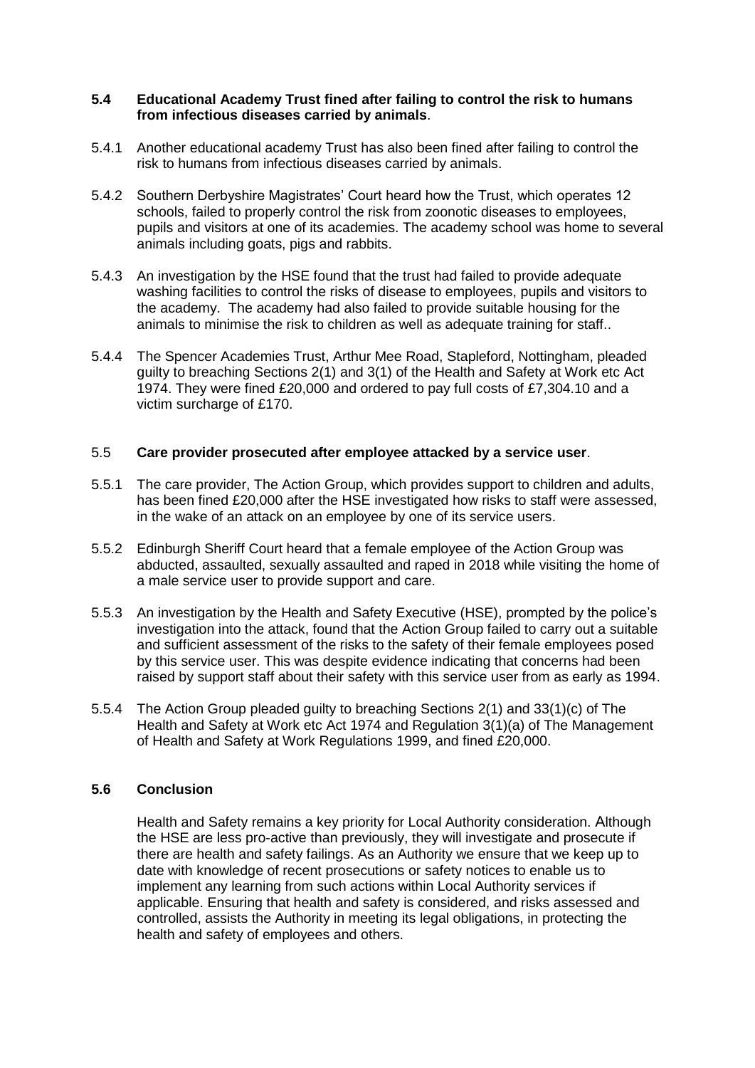### 5.4 Educational Academy Trust fined after failing to control the risk to humans from infectious diseases carried by animals.

5.4.1 Another educational academy Trust has also been fined after failing to control the risk to humans from infectious diseases carried by animals.

5.4.2 Southern Derbyshire Magistrates' Court heard how the Trust, which operates 12 schools, failed to properly control the risk from zoonotic diseases to employees, pupils and visitors at one of its academies. The academy school was home to several animals including goats, pigs and rabbits.

5.4.3 An investigation by the HSE found that the trust had failed to provide adequate washing facilities to control the risks of disease to employees, pupils and visitors to the academy. The academy had also failed to provide suitable housing for the animals to minimise the risk to children as well as adequate training for staff..

5.4.4 The Spencer Academies Trust, Arthur Mee Road, Stapleford, Nottingham, pleaded guilty to breaching Sections 2(1) and 3(1) of the Health and Safety at Work etc Act 1974. They were fined £20,000 and ordered to pay full costs of £7,304.10 and a victim surcharge of £170.

### 5.5 Care provider prosecuted after employee attacked by a service user.

5.5.1 The care provider, The Action Group, which provides support to children and adults, has been fined £20,000 after the HSE investigated how risks to staff were assessed, in the wake of an attack on an employee by one of its service users.

5.5.2 Edinburgh Sheriff Court heard that a female employee of the Action Group was abducted, assaulted, sexually assaulted and raped in 2018 while visiting the home of a male service user to provide support and care.

5.5.3 An investigation by the Health and Safety Executive (HSE), prompted by the police's investigation into the attack, found that the Action Group failed to carry out a suitable and sufficient assessment of the risks to the safety of their female employees posed by this service user. This was despite evidence indicating that concerns had been raised by support staff about their safety with this service user from as early as 1994.

5.5.4 The Action Group pleaded guilty to breaching Sections 2(1) and 33(1)(c) of The Health and Safety at Work etc Act 1974 and Regulation 3(1)(a) of The Management of Health and Safety at Work Regulations 1999, and fined £20,000.

### 5.6 Conclusion

Health and Safety remains a key priority for Local Authority consideration. Although the HSE are less pro-active than previously, they will investigate and prosecute if there are health and safety failings. As an Authority we ensure that we keep up to date with knowledge of recent prosecutions or safety notices to enable us to implement any learning from such actions within Local Authority services if applicable. Ensuring that health and safety is considered, and risks assessed and controlled, assists the Authority in meeting its legal obligations, in protecting the health and safety of employees and others.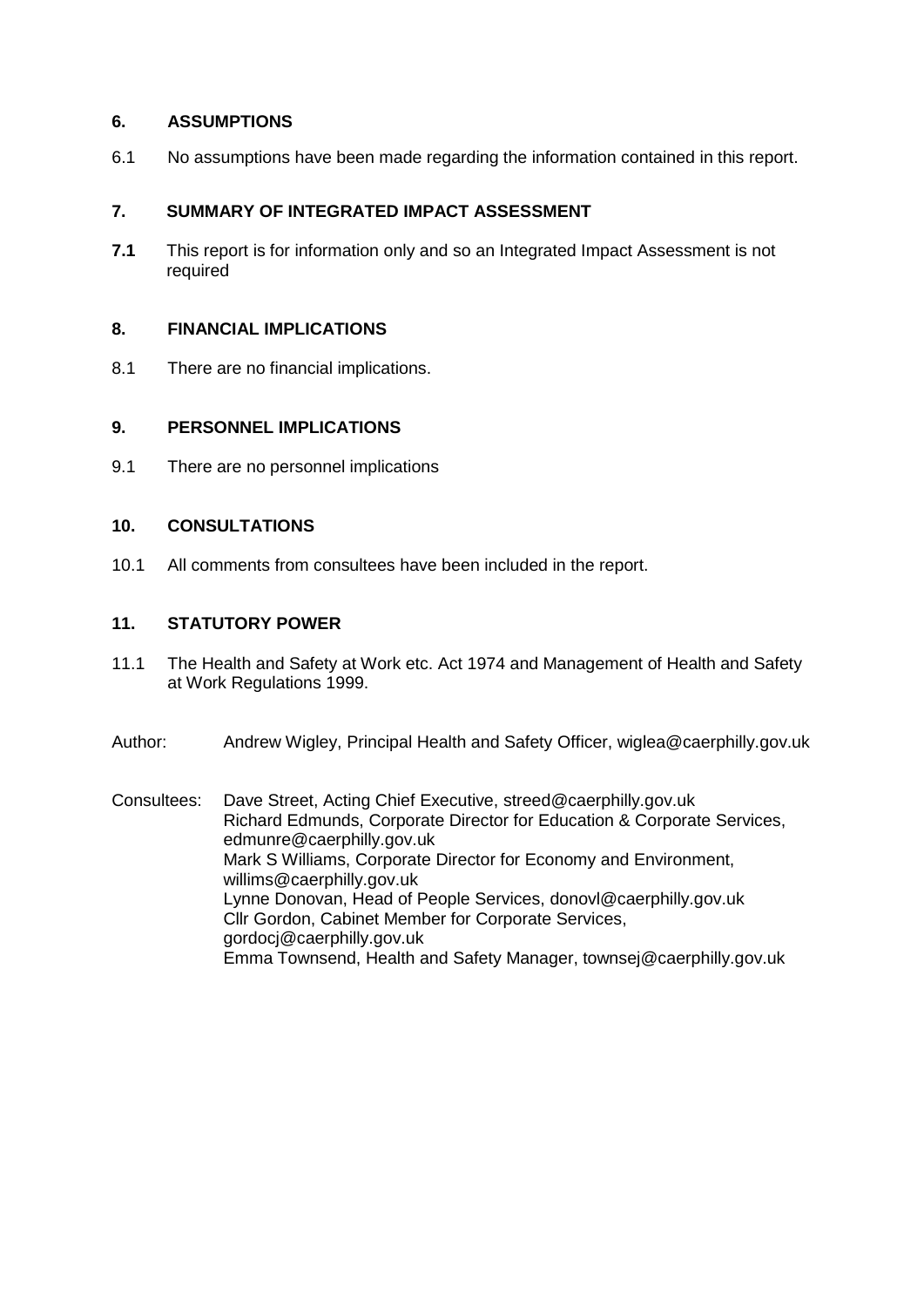## 6. ASSUMPTIONS

6.1 No assumptions have been made regarding the information contained in this report.

## 7. SUMMARY OF INTEGRATED IMPACT ASSESSMENT

**7.1** This report is for information only and so an Integrated Impact Assessment is not required

## 8. FINANCIAL IMPLICATIONS

8.1 There are no financial implications.

## 9. PERSONNEL IMPLICATIONS

9.1 There are no personnel implications

## 10. CONSULTATIONS

10.1 All comments from consultees have been included in the report.

## 11. STATUTORY POWER

11.1 The Health and Safety at Work etc. Act 1974 and Management of Health and Safety at Work Regulations 1999.

Author: Andrew Wigley, Principal Health and Safety Officer, wiglea@caerphilly.gov.uk

Consultees: Dave Street, Acting Chief Executive, streed@caerphilly.gov.uk
Richard Edmunds, Corporate Director for Education & Corporate Services, edmunre@caerphilly.gov.uk
Mark S Williams, Corporate Director for Economy and Environment, willims@caerphilly.gov.uk
Lynne Donovan, Head of People Services, donovl@caerphilly.gov.uk
Cllr Gordon, Cabinet Member for Corporate Services, gordocj@caerphilly.gov.uk
Emma Townsend, Health and Safety Manager, townsej@caerphilly.gov.uk